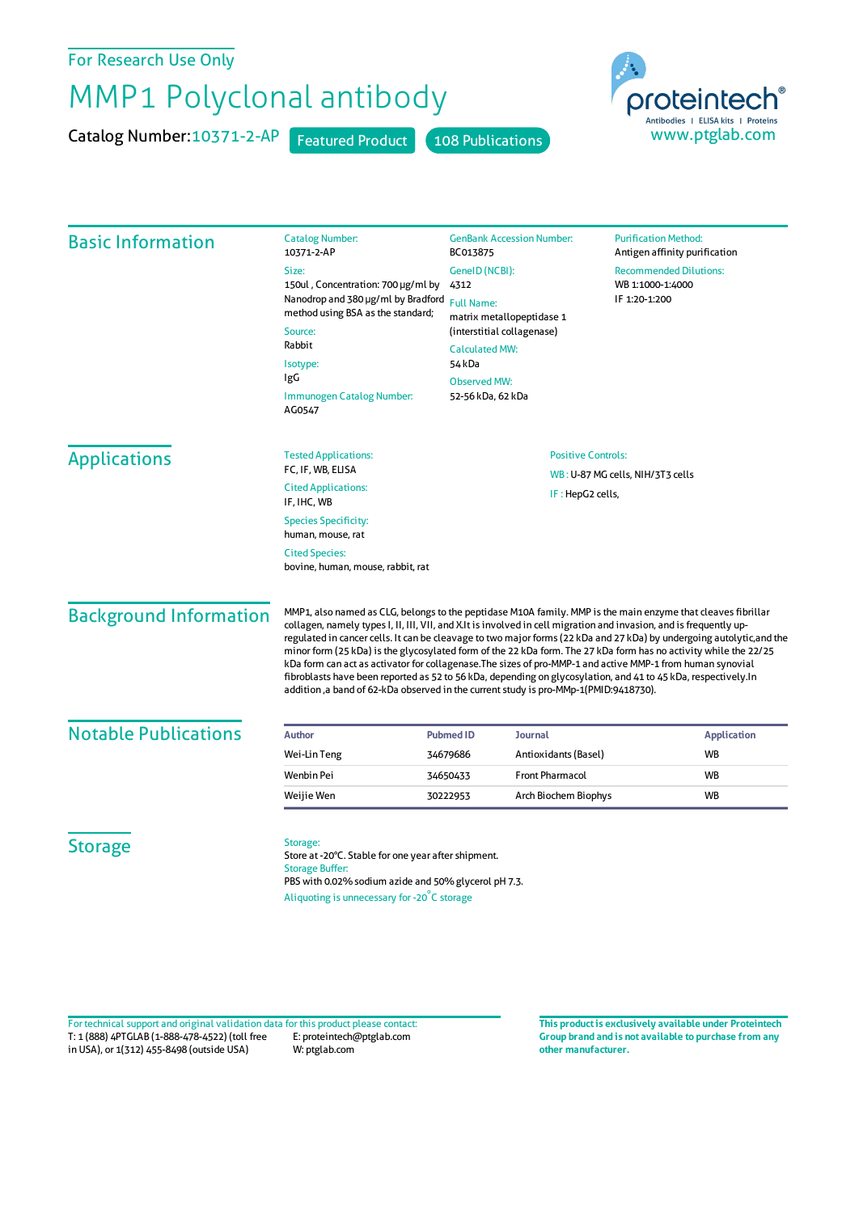For Research Use Only

# MMP1 Polyclonal antibody

**Catalog Number:** 10371-2-AP  Featured Product  108 Publications

proteintech® Antibodies | ELISA kits | Proteins
www.ptglab.com

## Basic Information

**Catalog Number:**
10371-2-AP

**Size:**
150ul , Concentration: 700 μg/ml by Nanodrop and 380 μg/ml by Bradford method using BSA as the standard;

**Source:**
Rabbit

**Isotype:**
IgG

**Immunogen Catalog Number:**
AG0547

**GenBank Accession Number:**
BC013875

**GeneID (NCBI):**
4312

**Full Name:**
matrix metallopeptidase 1 (interstitial collagenase)

**Calculated MW:**
54 kDa

**Observed MW:**
52-56 kDa, 62 kDa

**Purification Method:**
Antigen affinity purification

**Recommended Dilutions:**
WB 1:1000-1:4000
IF 1:20-1:200

## Applications

**Tested Applications:**
FC, IF, WB, ELISA

**Cited Applications:**
IF, IHC, WB

**Species Specificity:**
human, mouse, rat

**Cited Species:**
bovine, human, mouse, rabbit, rat

**Positive Controls:**
WB : U-87 MG cells, NIH/3T3 cells
IF : HepG2 cells,

## Background Information

MMP1, also named as CLG, belongs to the peptidase M10A family. MMP is the main enzyme that cleaves fibrillar collagen, namely types I, II, III, VII, and X.It is involved in cell migration and invasion, and is frequently up-regulated in cancer cells. It can be cleavage to two major forms (22 kDa and 27 kDa) by undergoing autolytic,and the minor form (25 kDa) is the glycosylated form of the 22 kDa form. The 27 kDa form has no activity while the 22/25 kDa form can act as activator for collagenase.The sizes of pro-MMP-1 and active MMP-1 from human synovial fibroblasts have been reported as 52 to 56 kDa, depending on glycosylation, and 41 to 45 kDa, respectively.In addition ,a band of 62-kDa observed in the current study is pro-MMp-1(PMID:9418730).

## Notable Publications

| Author | Pubmed ID | Journal | Application |
|---|---|---|---|
| Wei-Lin Teng | 34679686 | Antioxidants (Basel) | WB |
| Wenbin Pei | 34650433 | Front Pharmacol | WB |
| Weijie Wen | 30222953 | Arch Biochem Biophys | WB |

## Storage

**Storage:**
Store at -20°C. Stable for one year after shipment.

**Storage Buffer:**
PBS with 0.02% sodium azide and 50% glycerol pH 7.3.

Aliquoting is unnecessary for -20°C storage

For technical support and original validation data for this product please contact:
T: 1 (888) 4PTGLAB (1-888-478-4522) (toll free in USA), or 1(312) 455-8498 (outside USA)
E: proteintech@ptglab.com
W: ptglab.com

**This product is exclusively available under Proteintech Group brand and is not available to purchase from any other manufacturer.**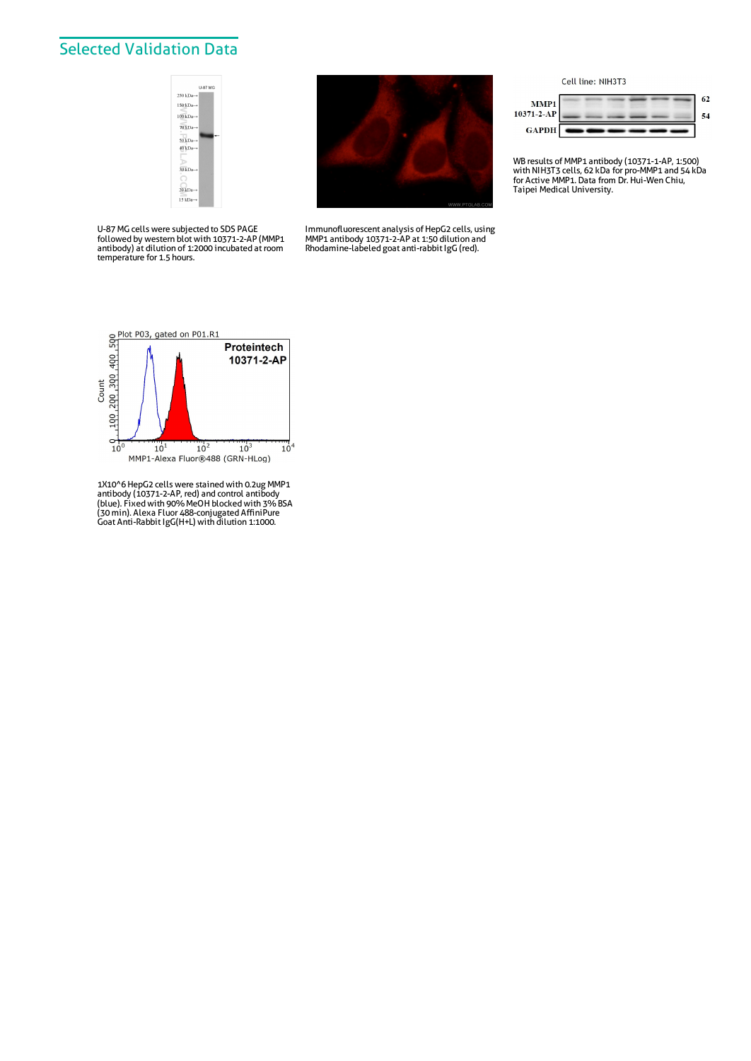## Selected Validation Data

U-87 MG

250 kDa→
150 kDa→
100 kDa→
70 kDa→
50 kDa→
40 kDa→
30 kDa→
20 kDa→
15 kDa→

U-87 MG cells were subjected to SDS PAGE followed by western blot with 10371-2-AP (MMP1 antibody) at dilution of 1:2000 incubated at room temperature for 1.5 hours.

WWW.PTGLAB.COM

Immunofluorescent analysis of HepG2 cells, using MMP1 antibody 10371-2-AP at 1:50 dilution and Rhodamine-labeled goat anti-rabbit IgG (red).

Cell line: NIH3T3

MMP1
10371-2-AP
GAPDH
62
54

WB results of MMP1 antibody (10371-1-AP, 1:500) with NIH3T3 cells, 62 kDa for pro-MMP1 and 54 kDa for Active MMP1. Data from Dr. Hui-Wen Chiu, Taipei Medical University.

Plot P03, gated on P01.R1

Proteintech
10371-2-AP

Count
0
100
200
300
400
500

$10^0$
$10^1$
$10^2$
$10^3$
$10^4$

MMP1-Alexa Fluor®488 (GRN-HLog)

1X10^6 HepG2 cells were stained with 0.2ug MMP1 antibody (10371-2-AP, red) and control antibody (blue). Fixed with 90% MeOH blocked with 3% BSA (30 min). Alexa Fluor 488-conjugated AffiniPure Goat Anti-Rabbit IgG(H+L) with dilution 1:1000.